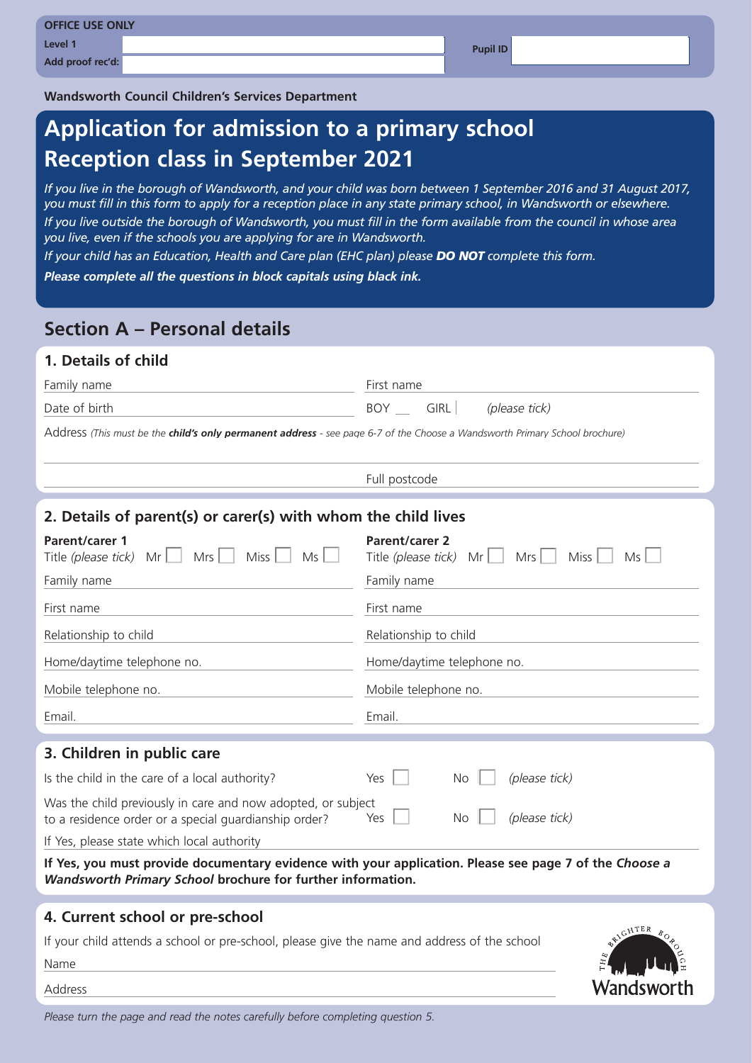**OFFICE USE ONLY**

| Level 1 | | Pupil ID | |
|---|---|---|---|
| Add proof rec'd: | | | |

**Wandsworth Council Children's Services Department**

# Application for admission to a primary school Reception class in September 2021

*If you live in the borough of Wandsworth, and your child was born between 1 September 2016 and 31 August 2017, you must fill in this form to apply for a reception place in any state primary school, in Wandsworth or elsewhere.*

*If you live outside the borough of Wandsworth, you must fill in the form available from the council in whose area you live, even if the schools you are applying for are in Wandsworth.*

*If your child has an Education, Health and Care plan (EHC plan) please* ***DO NOT*** *complete this form.*

***Please complete all the questions in block capitals using black ink.***

## Section A – Personal details

### 1. Details of child

Family name ______________________ First name ______________________

Date of birth ______________________ BOY ☐ GIRL ☐ *(please tick)*

Address *(This must be the* ***child's only permanent address*** *- see page 6-7 of the Choose a Wandsworth Primary School brochure)*

______________________________________________

Full postcode ______________________

### 2. Details of parent(s) or carer(s) with whom the child lives

| **Parent/carer 1** | **Parent/carer 2** |
|---|---|
| Title *(please tick)* Mr ☐ Mrs ☐ Miss ☐ Ms ☐ | Title *(please tick)* Mr ☐ Mrs ☐ Miss ☐ Ms ☐ |
| Family name | Family name |
| First name | First name |
| Relationship to child | Relationship to child |
| Home/daytime telephone no. | Home/daytime telephone no. |
| Mobile telephone no. | Mobile telephone no. |
| Email. | Email. |

### 3. Children in public care

Is the child in the care of a local authority? Yes ☐ No ☐ *(please tick)*

Was the child previously in care and now adopted, or subject to a residence order or a special guardianship order? Yes ☐ No ☐ *(please tick)*

If Yes, please state which local authority ______________________

**If Yes, you must provide documentary evidence with your application. Please see page 7 of the *Choose a Wandsworth Primary School* brochure for further information.**

### 4. Current school or pre-school

If your child attends a school or pre-school, please give the name and address of the school

Name ______________________

Address ______________________

*Please turn the page and read the notes carefully before completing question 5.*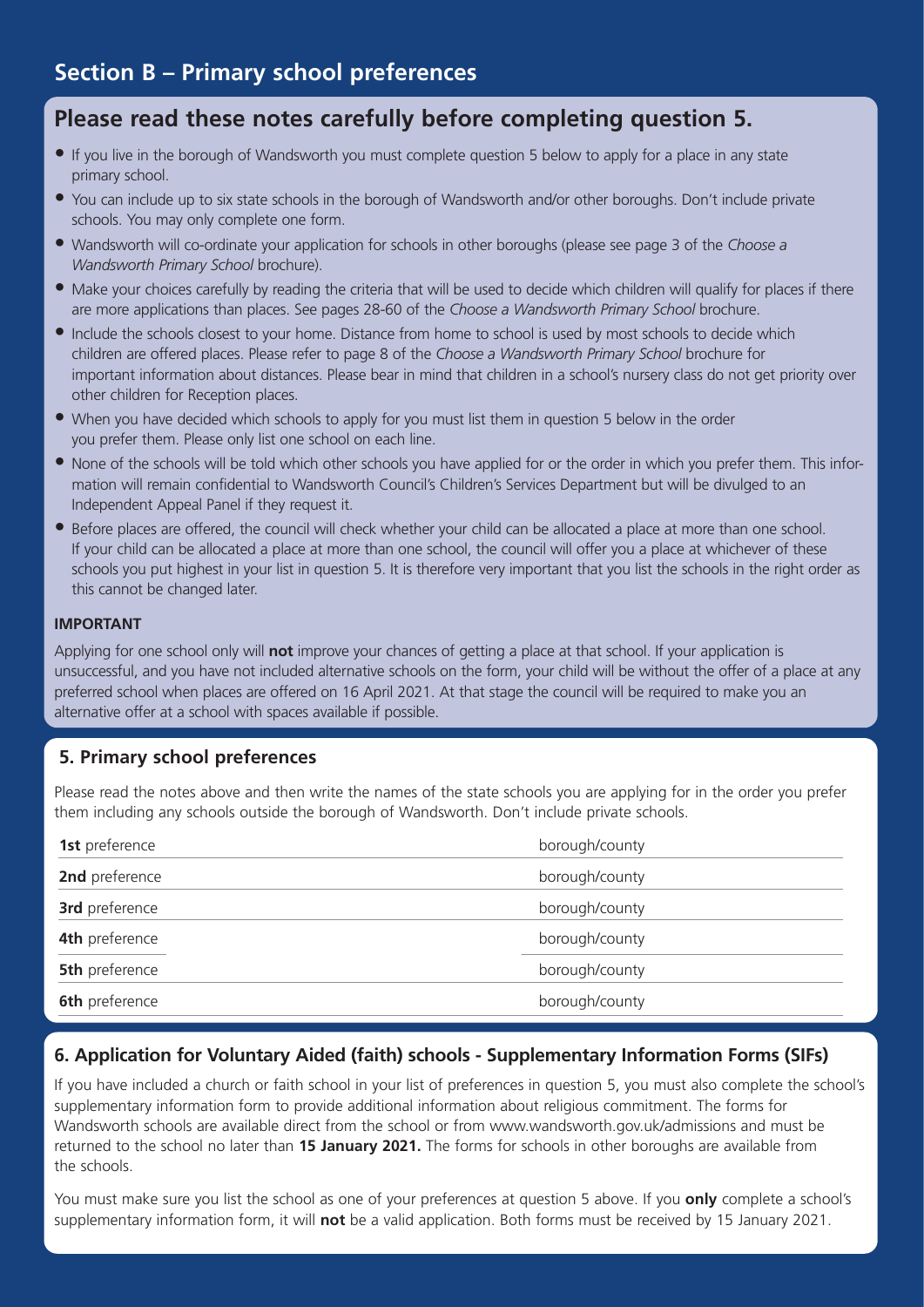## Section B – Primary school preferences

### Please read these notes carefully before completing question 5.

- If you live in the borough of Wandsworth you must complete question 5 below to apply for a place in any state primary school.
- You can include up to six state schools in the borough of Wandsworth and/or other boroughs. Don't include private schools. You may only complete one form.
- Wandsworth will co-ordinate your application for schools in other boroughs (please see page 3 of the *Choose a Wandsworth Primary School* brochure).
- Make your choices carefully by reading the criteria that will be used to decide which children will qualify for places if there are more applications than places. See pages 28-60 of the *Choose a Wandsworth Primary School* brochure.
- Include the schools closest to your home. Distance from home to school is used by most schools to decide which children are offered places. Please refer to page 8 of the *Choose a Wandsworth Primary School* brochure for important information about distances. Please bear in mind that children in a school's nursery class do not get priority over other children for Reception places.
- When you have decided which schools to apply for you must list them in question 5 below in the order you prefer them. Please only list one school on each line.
- None of the schools will be told which other schools you have applied for or the order in which you prefer them. This information will remain confidential to Wandsworth Council's Children's Services Department but will be divulged to an Independent Appeal Panel if they request it.
- Before places are offered, the council will check whether your child can be allocated a place at more than one school. If your child can be allocated a place at more than one school, the council will offer you a place at whichever of these schools you put highest in your list in question 5. It is therefore very important that you list the schools in the right order as this cannot be changed later.

**IMPORTANT**

Applying for one school only will **not** improve your chances of getting a place at that school. If your application is unsuccessful, and you have not included alternative schools on the form, your child will be without the offer of a place at any preferred school when places are offered on 16 April 2021. At that stage the council will be required to make you an alternative offer at a school with spaces available if possible.

### 5. Primary school preferences

Please read the notes above and then write the names of the state schools you are applying for in the order you prefer them including any schools outside the borough of Wandsworth. Don't include private schools.

| | |
|---|---|
| **1st** preference | borough/county |
| **2nd** preference | borough/county |
| **3rd** preference | borough/county |
| **4th** preference | borough/county |
| **5th** preference | borough/county |
| **6th** preference | borough/county |

### 6. Application for Voluntary Aided (faith) schools - Supplementary Information Forms (SIFs)

If you have included a church or faith school in your list of preferences in question 5, you must also complete the school's supplementary information form to provide additional information about religious commitment. The forms for Wandsworth schools are available direct from the school or from www.wandsworth.gov.uk/admissions and must be returned to the school no later than **15 January 2021.** The forms for schools in other boroughs are available from the schools.

You must make sure you list the school as one of your preferences at question 5 above. If you **only** complete a school's supplementary information form, it will **not** be a valid application. Both forms must be received by 15 January 2021.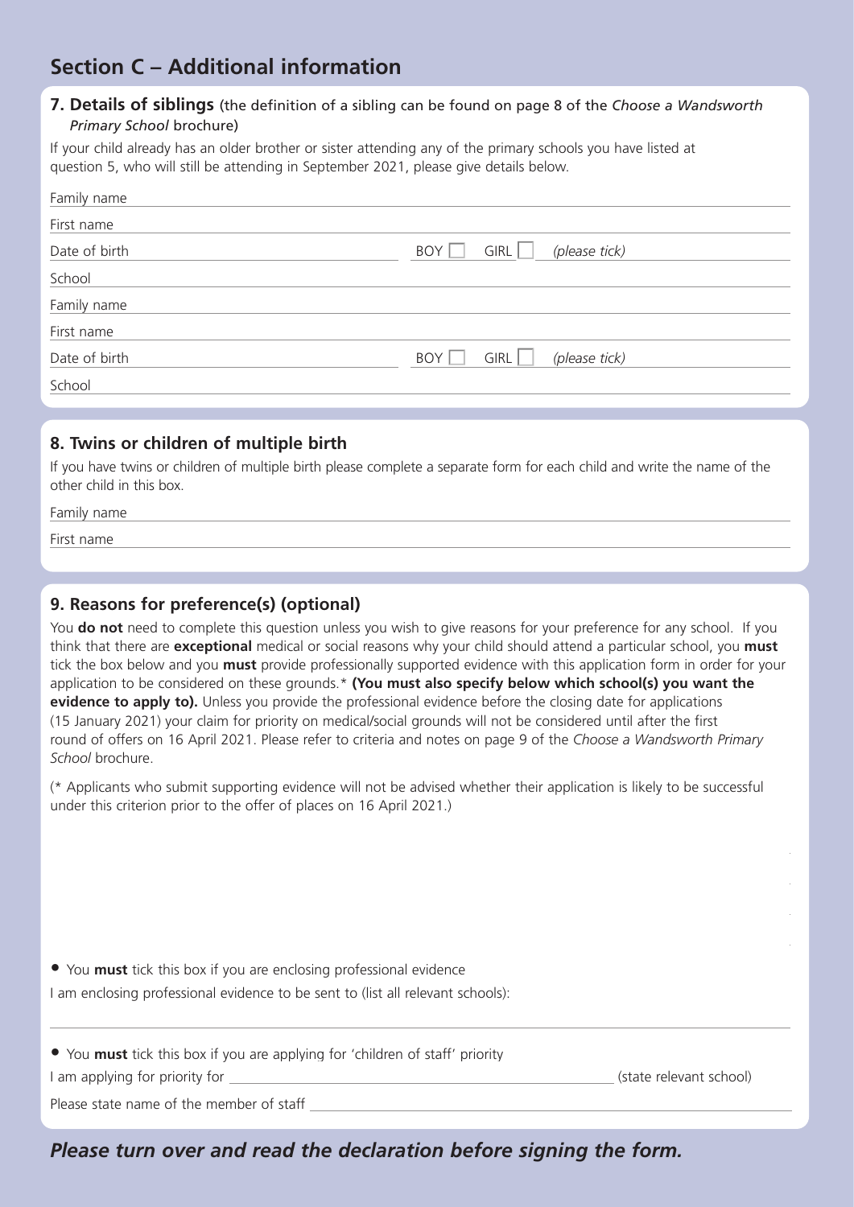## Section C – Additional information

### 7. Details of siblings (the definition of a sibling can be found on page 8 of the *Choose a Wandsworth Primary School* brochure)

If your child already has an older brother or sister attending any of the primary schools you have listed at question 5, who will still be attending in September 2021, please give details below.

Family name

First name

Date of birth BOY ☐ GIRL ☐ *(please tick)*

School

Family name

First name

Date of birth BOY ☐ GIRL ☐ *(please tick)*

School

### 8. Twins or children of multiple birth

If you have twins or children of multiple birth please complete a separate form for each child and write the name of the other child in this box.

Family name

First name

### 9. Reasons for preference(s) (optional)

You **do not** need to complete this question unless you wish to give reasons for your preference for any school. If you think that there are **exceptional** medical or social reasons why your child should attend a particular school, you **must** tick the box below and you **must** provide professionally supported evidence with this application form in order for your application to be considered on these grounds.* **(You must also specify below which school(s) you want the evidence to apply to).** Unless you provide the professional evidence before the closing date for applications (15 January 2021) your claim for priority on medical/social grounds will not be considered until after the first round of offers on 16 April 2021. Please refer to criteria and notes on page 9 of the *Choose a Wandsworth Primary School* brochure.

(* Applicants who submit supporting evidence will not be advised whether their application is likely to be successful under this criterion prior to the offer of places on 16 April 2021.)

- You **must** tick this box if you are enclosing professional evidence

I am enclosing professional evidence to be sent to (list all relevant schools):

- You **must** tick this box if you are applying for 'children of staff' priority

I am applying for priority for ______________________ (state relevant school)

Please state name of the member of staff ______________________

***Please turn over and read the declaration before signing the form.***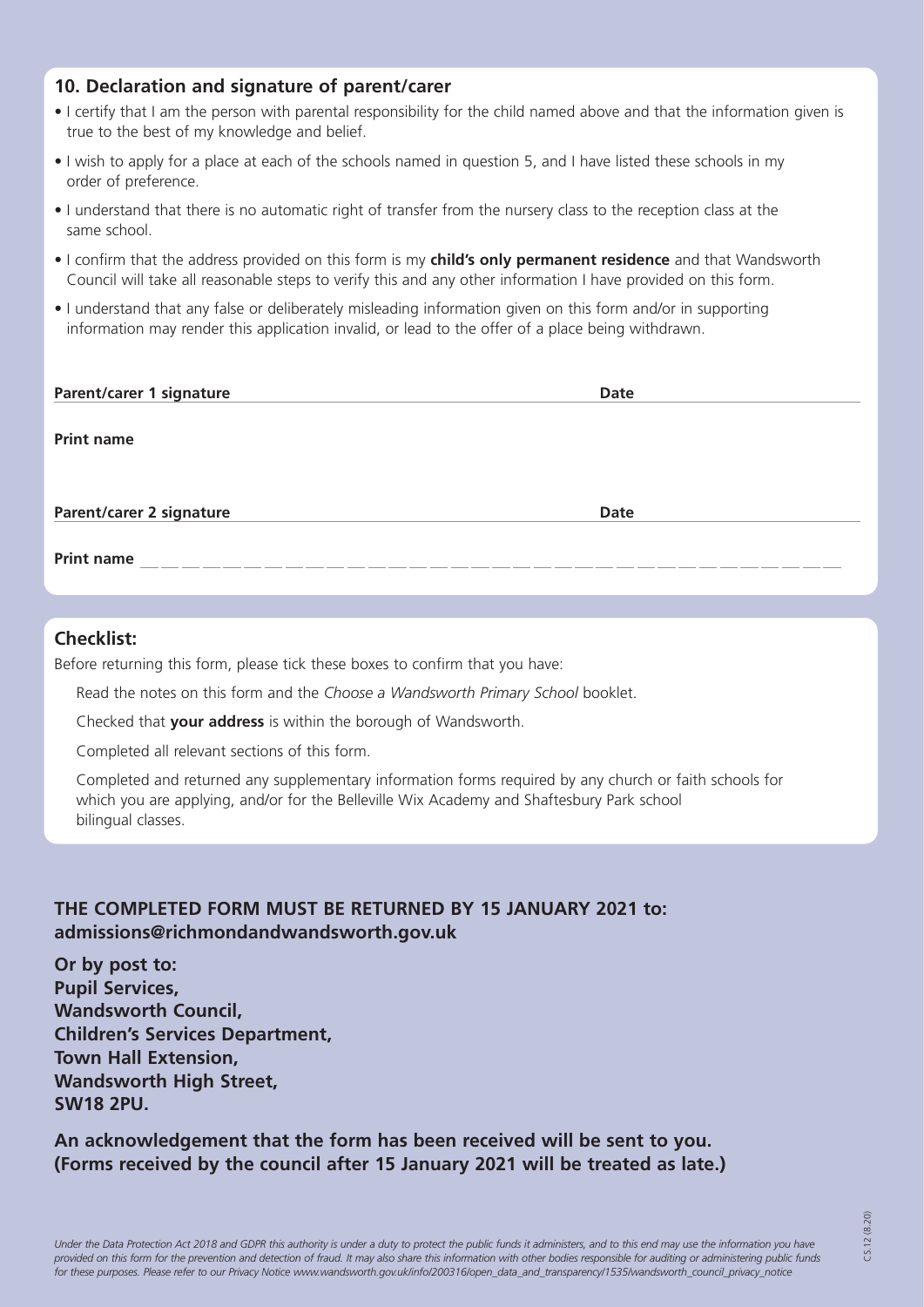## 10. Declaration and signature of parent/carer

- I certify that I am the person with parental responsibility for the child named above and that the information given is true to the best of my knowledge and belief.
- I wish to apply for a place at each of the schools named in question 5, and I have listed these schools in my order of preference.
- I understand that there is no automatic right of transfer from the nursery class to the reception class at the same school.
- I confirm that the address provided on this form is my **child's only permanent residence** and that Wandsworth Council will take all reasonable steps to verify this and any other information I have provided on this form.
- I understand that any false or deliberately misleading information given on this form and/or in supporting information may render this application invalid, or lead to the offer of a place being withdrawn.

**Parent/carer 1 signature** **Date**

**Print name**

**Parent/carer 2 signature** **Date**

**Print name** ________________________________________

## Checklist:

Before returning this form, please tick these boxes to confirm that you have:

- Read the notes on this form and the *Choose a Wandsworth Primary School* booklet.
- Checked that **your address** is within the borough of Wandsworth.
- Completed all relevant sections of this form.
- Completed and returned any supplementary information forms required by any church or faith schools for which you are applying, and/or for the Belleville Wix Academy and Shaftesbury Park school bilingual classes.

**THE COMPLETED FORM MUST BE RETURNED BY 15 JANUARY 2021 to:**
**admissions@richmondandwandsworth.gov.uk**

**Or by post to:**
**Pupil Services,**
**Wandsworth Council,**
**Children's Services Department,**
**Town Hall Extension,**
**Wandsworth High Street,**
**SW18 2PU.**

**An acknowledgement that the form has been received will be sent to you.**
**(Forms received by the council after 15 January 2021 will be treated as late.)**

*Under the Data Protection Act 2018 and GDPR this authority is under a duty to protect the public funds it administers, and to this end may use the information you have provided on this form for the prevention and detection of fraud. It may also share this information with other bodies responsible for auditing or administering public funds for these purposes. Please refer to our Privacy Notice www.wandsworth.gov.uk/info/200316/open_data_and_transparency/1535/wandsworth_council_privacy_notice*

CS.12 (8.20)